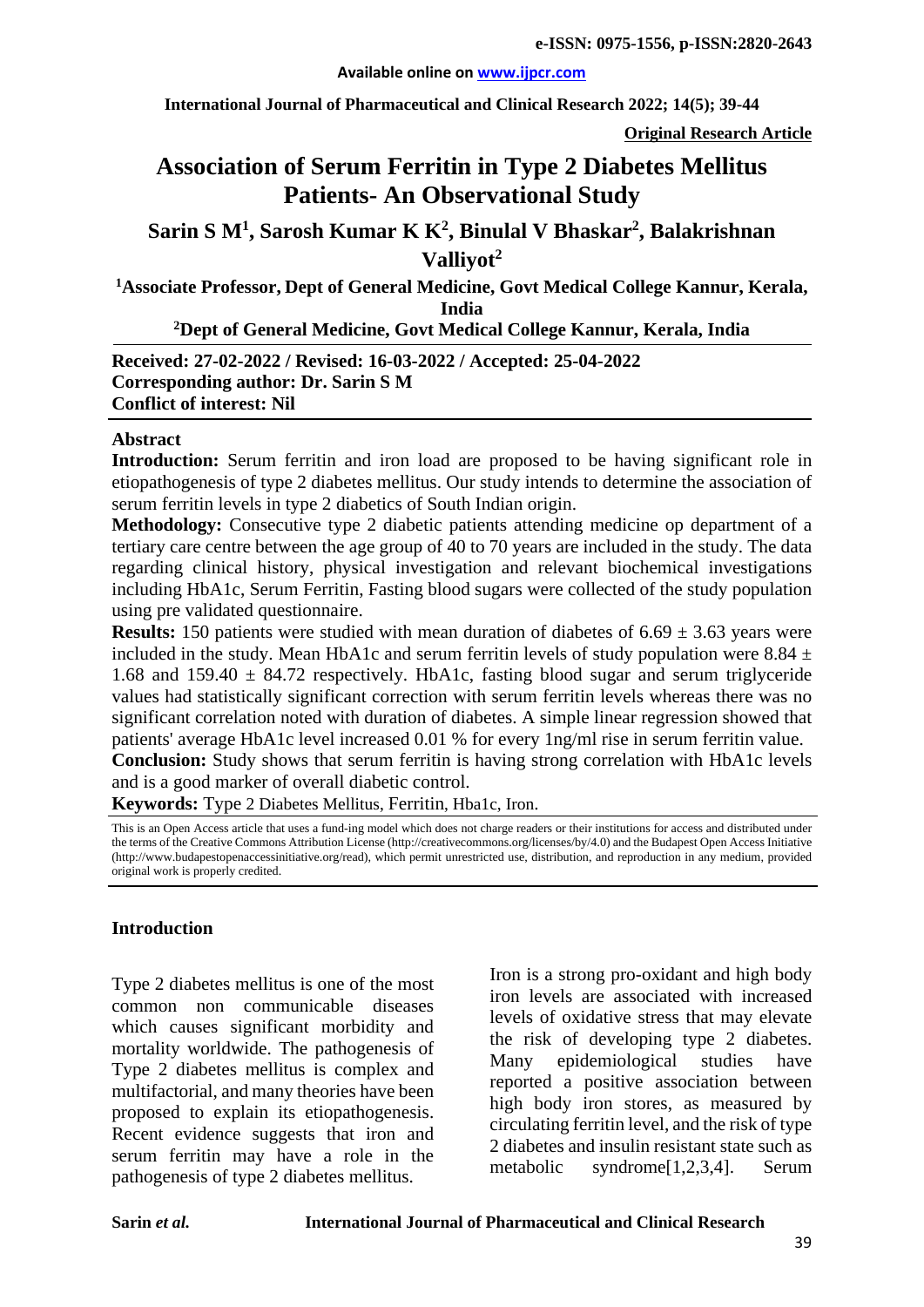e-ISSN: 0975-1556, p-ISSN:2820-2643

Available online on www.ijpcr.com

International Journal of Pharmaceutical and Clinical Research 2022; 14(5); 39-44

**Original Research Article**

# Association of Serum Ferritin in Type 2 Diabetes Mellitus Patients- An Observational Study

**Sarin S M[1], Sarosh Kumar K K[2], Binulal V Bhaskar[2], Balakrishnan Valliyot[2]**

**[1]Associate Professor, Dept of General Medicine, Govt Medical College Kannur, Kerala, India**

**[2]Dept of General Medicine, Govt Medical College Kannur, Kerala, India**

**Received: 27-02-2022 / Revised: 16-03-2022 / Accepted: 25-04-2022**
**Corresponding author: Dr. Sarin S M**
**Conflict of interest: Nil**

## Abstract

**Introduction:** Serum ferritin and iron load are proposed to be having significant role in etiopathogenesis of type 2 diabetes mellitus. Our study intends to determine the association of serum ferritin levels in type 2 diabetics of South Indian origin.

**Methodology:** Consecutive type 2 diabetic patients attending medicine op department of a tertiary care centre between the age group of 40 to 70 years are included in the study. The data regarding clinical history, physical investigation and relevant biochemical investigations including HbA1c, Serum Ferritin, Fasting blood sugars were collected of the study population using pre validated questionnaire.

**Results:** 150 patients were studied with mean duration of diabetes of 6.69 ± 3.63 years were included in the study. Mean HbA1c and serum ferritin levels of study population were 8.84 ± 1.68 and 159.40 ± 84.72 respectively. HbA1c, fasting blood sugar and serum triglyceride values had statistically significant correction with serum ferritin levels whereas there was no significant correlation noted with duration of diabetes. A simple linear regression showed that patients' average HbA1c level increased 0.01 % for every 1ng/ml rise in serum ferritin value.

**Conclusion:** Study shows that serum ferritin is having strong correlation with HbA1c levels and is a good marker of overall diabetic control.

**Keywords:** Type 2 Diabetes Mellitus, Ferritin, Hba1c, Iron.

This is an Open Access article that uses a fund-ing model which does not charge readers or their institutions for access and distributed under the terms of the Creative Commons Attribution License (http://creativecommons.org/licenses/by/4.0) and the Budapest Open Access Initiative (http://www.budapestopenaccessinitiative.org/read), which permit unrestricted use, distribution, and reproduction in any medium, provided original work is properly credited.

## Introduction

Type 2 diabetes mellitus is one of the most common non communicable diseases which causes significant morbidity and mortality worldwide. The pathogenesis of Type 2 diabetes mellitus is complex and multifactorial, and many theories have been proposed to explain its etiopathogenesis. Recent evidence suggests that iron and serum ferritin may have a role in the pathogenesis of type 2 diabetes mellitus.

Iron is a strong pro-oxidant and high body iron levels are associated with increased levels of oxidative stress that may elevate the risk of developing type 2 diabetes. Many epidemiological studies have reported a positive association between high body iron stores, as measured by circulating ferritin level, and the risk of type 2 diabetes and insulin resistant state such as metabolic syndrome[1,2,3,4]. Serum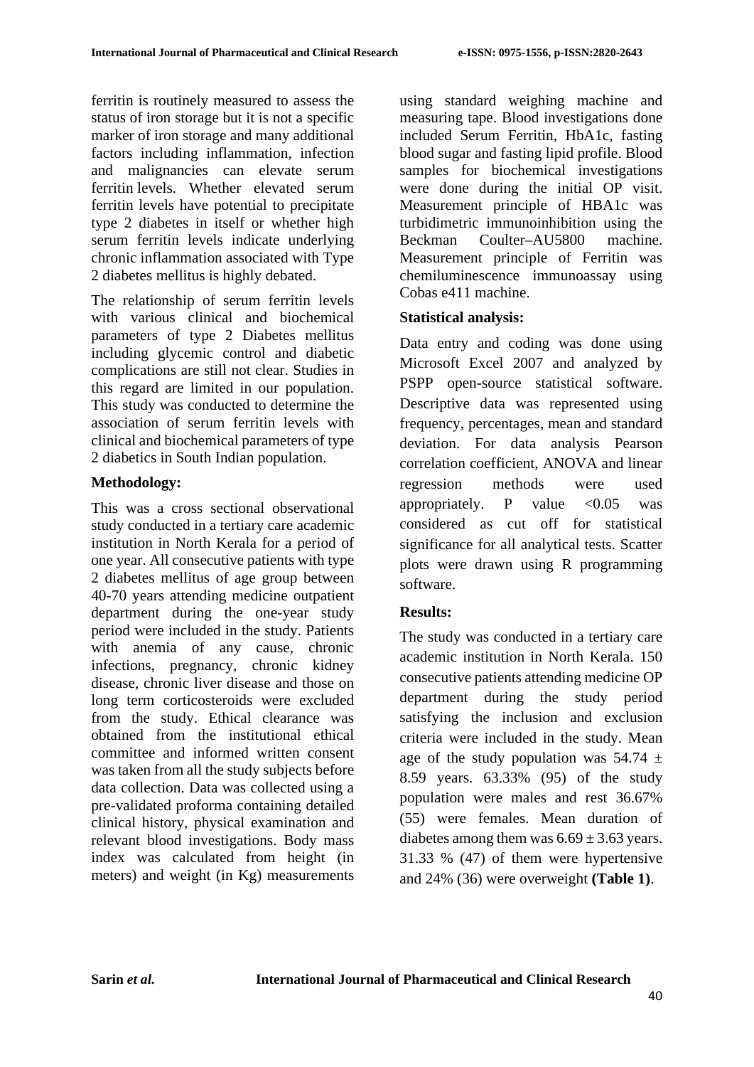ferritin is routinely measured to assess the status of iron storage but it is not a specific marker of iron storage and many additional factors including inflammation, infection and malignancies can elevate serum ferritin levels. Whether elevated serum ferritin levels have potential to precipitate type 2 diabetes in itself or whether high serum ferritin levels indicate underlying chronic inflammation associated with Type 2 diabetes mellitus is highly debated.

The relationship of serum ferritin levels with various clinical and biochemical parameters of type 2 Diabetes mellitus including glycemic control and diabetic complications are still not clear. Studies in this regard are limited in our population. This study was conducted to determine the association of serum ferritin levels with clinical and biochemical parameters of type 2 diabetics in South Indian population.

**Methodology:**

This was a cross sectional observational study conducted in a tertiary care academic institution in North Kerala for a period of one year. All consecutive patients with type 2 diabetes mellitus of age group between 40-70 years attending medicine outpatient department during the one-year study period were included in the study. Patients with anemia of any cause, chronic infections, pregnancy, chronic kidney disease, chronic liver disease and those on long term corticosteroids were excluded from the study. Ethical clearance was obtained from the institutional ethical committee and informed written consent was taken from all the study subjects before data collection. Data was collected using a pre-validated proforma containing detailed clinical history, physical examination and relevant blood investigations. Body mass index was calculated from height (in meters) and weight (in Kg) measurements using standard weighing machine and measuring tape. Blood investigations done included Serum Ferritin, HbA1c, fasting blood sugar and fasting lipid profile. Blood samples for biochemical investigations were done during the initial OP visit. Measurement principle of HBA1c was turbidimetric immunoinhibition using the Beckman Coulter–AU5800 machine. Measurement principle of Ferritin was chemiluminescence immunoassay using Cobas e411 machine.

**Statistical analysis:**

Data entry and coding was done using Microsoft Excel 2007 and analyzed by PSPP open-source statistical software. Descriptive data was represented using frequency, percentages, mean and standard deviation. For data analysis Pearson correlation coefficient, ANOVA and linear regression methods were used appropriately. P value <0.05 was considered as cut off for statistical significance for all analytical tests. Scatter plots were drawn using R programming software.

**Results:**

The study was conducted in a tertiary care academic institution in North Kerala. 150 consecutive patients attending medicine OP department during the study period satisfying the inclusion and exclusion criteria were included in the study. Mean age of the study population was 54.74 ± 8.59 years. 63.33% (95) of the study population were males and rest 36.67% (55) were females. Mean duration of diabetes among them was 6.69 ± 3.63 years. 31.33 % (47) of them were hypertensive and 24% (36) were overweight **(Table 1)**.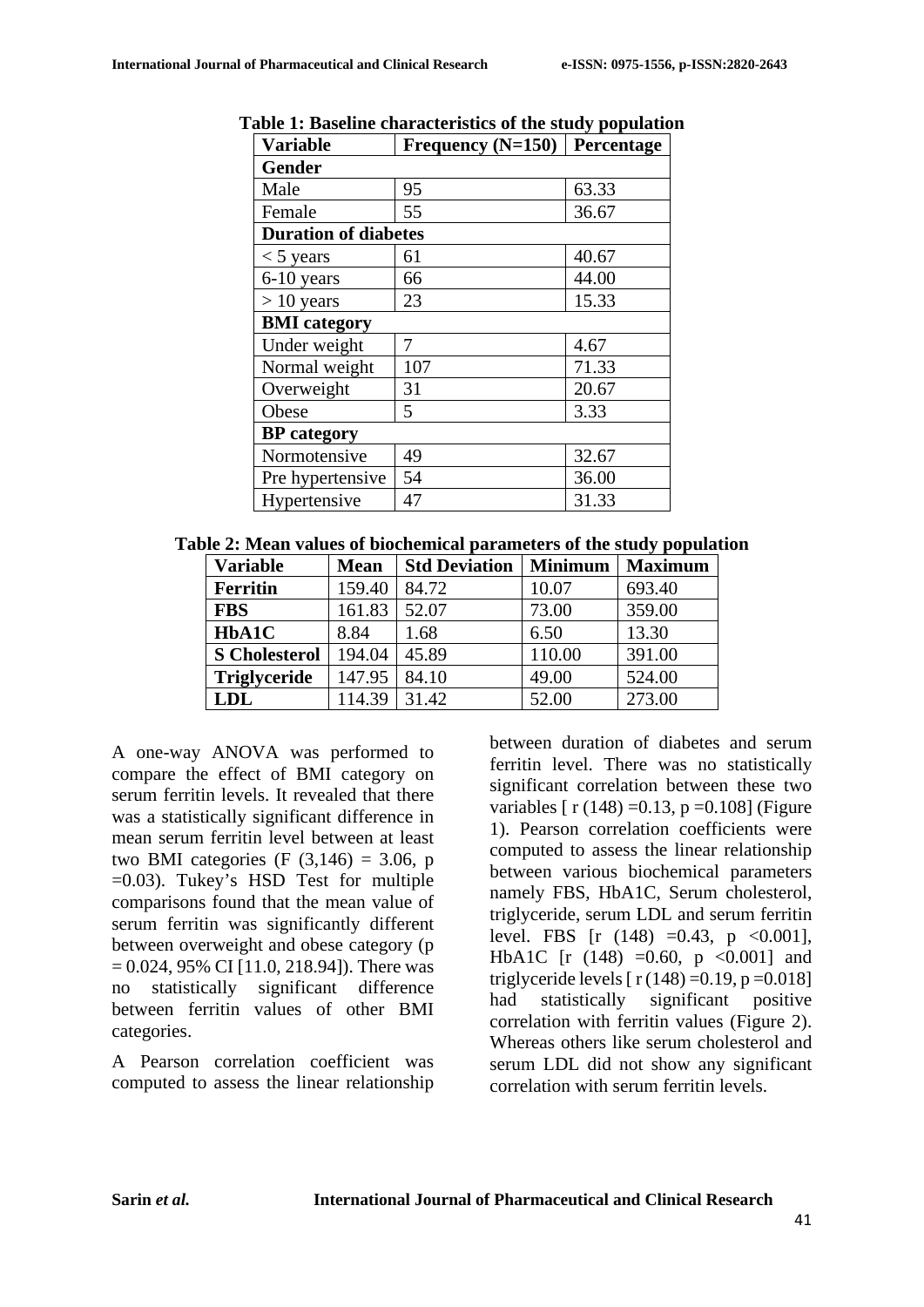**Table 1: Baseline characteristics of the study population**

| Variable | Frequency (N=150) | Percentage |
|---|---|---|
| **Gender** | | |
| Male | 95 | 63.33 |
| Female | 55 | 36.67 |
| **Duration of diabetes** | | |
| < 5 years | 61 | 40.67 |
| 6-10 years | 66 | 44.00 |
| > 10 years | 23 | 15.33 |
| **BMI category** | | |
| Under weight | 7 | 4.67 |
| Normal weight | 107 | 71.33 |
| Overweight | 31 | 20.67 |
| Obese | 5 | 3.33 |
| **BP category** | | |
| Normotensive | 49 | 32.67 |
| Pre hypertensive | 54 | 36.00 |
| Hypertensive | 47 | 31.33 |

**Table 2: Mean values of biochemical parameters of the study population**

| Variable | Mean | Std Deviation | Minimum | Maximum |
|---|---|---|---|---|
| **Ferritin** | 159.40 | 84.72 | 10.07 | 693.40 |
| **FBS** | 161.83 | 52.07 | 73.00 | 359.00 |
| **HbA1C** | 8.84 | 1.68 | 6.50 | 13.30 |
| **S Cholesterol** | 194.04 | 45.89 | 110.00 | 391.00 |
| **Triglyceride** | 147.95 | 84.10 | 49.00 | 524.00 |
| **LDL** | 114.39 | 31.42 | 52.00 | 273.00 |

A one-way ANOVA was performed to compare the effect of BMI category on serum ferritin levels. It revealed that there was a statistically significant difference in mean serum ferritin level between at least two BMI categories ($F(3,146) = 3.06$, $p = 0.03$). Tukey's HSD Test for multiple comparisons found that the mean value of serum ferritin was significantly different between overweight and obese category ($p = 0.024$, 95% CI [11.0, 218.94]). There was no statistically significant difference between ferritin values of other BMI categories.

A Pearson correlation coefficient was computed to assess the linear relationship between duration of diabetes and serum ferritin level. There was no statistically significant correlation between these two variables [ $r(148) = 0.13$, $p = 0.108$] (Figure 1). Pearson correlation coefficients were computed to assess the linear relationship between various biochemical parameters namely FBS, HbA1C, Serum cholesterol, triglyceride, serum LDL and serum ferritin level. FBS [$r(148) = 0.43$, $p < 0.001$], HbA1C [$r(148) = 0.60$, $p < 0.001$] and triglyceride levels [ $r(148) = 0.19$, $p = 0.018$] had statistically significant positive correlation with ferritin values (Figure 2). Whereas others like serum cholesterol and serum LDL did not show any significant correlation with serum ferritin levels.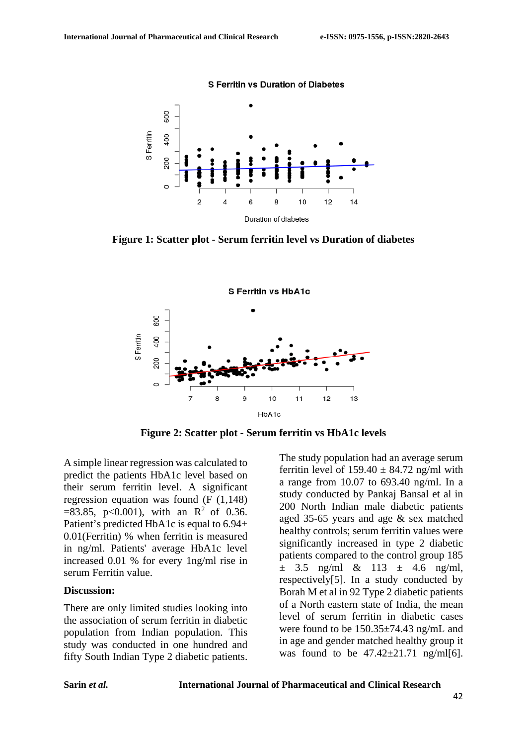**Figure 1: Scatter plot - Serum ferritin level vs Duration of diabetes**

**Figure 2: Scatter plot - Serum ferritin vs HbA1c levels**

A simple linear regression was calculated to predict the patients HbA1c level based on their serum ferritin level. A significant regression equation was found ($F (1,148) = 83.85$, $p<0.001$), with an $R^2$ of 0.36. Patient's predicted HbA1c is equal to 6.94+ 0.01(Ferritin) % when ferritin is measured in ng/ml. Patients' average HbA1c level increased 0.01 % for every 1ng/ml rise in serum Ferritin value.

**Discussion:**

There are only limited studies looking into the association of serum ferritin in diabetic population from Indian population. This study was conducted in one hundred and fifty South Indian Type 2 diabetic patients.

The study population had an average serum ferritin level of 159.40 ± 84.72 ng/ml with a range from 10.07 to 693.40 ng/ml. In a study conducted by Pankaj Bansal et al in 200 North Indian male diabetic patients aged 35-65 years and age & sex matched healthy controls; serum ferritin values were significantly increased in type 2 diabetic patients compared to the control group 185 ± 3.5 ng/ml & 113 ± 4.6 ng/ml, respectively[5]. In a study conducted by Borah M et al in 92 Type 2 diabetic patients of a North eastern state of India, the mean level of serum ferritin in diabetic cases were found to be 150.35±74.43 ng/mL and in age and gender matched healthy group it was found to be 47.42±21.71 ng/ml[6].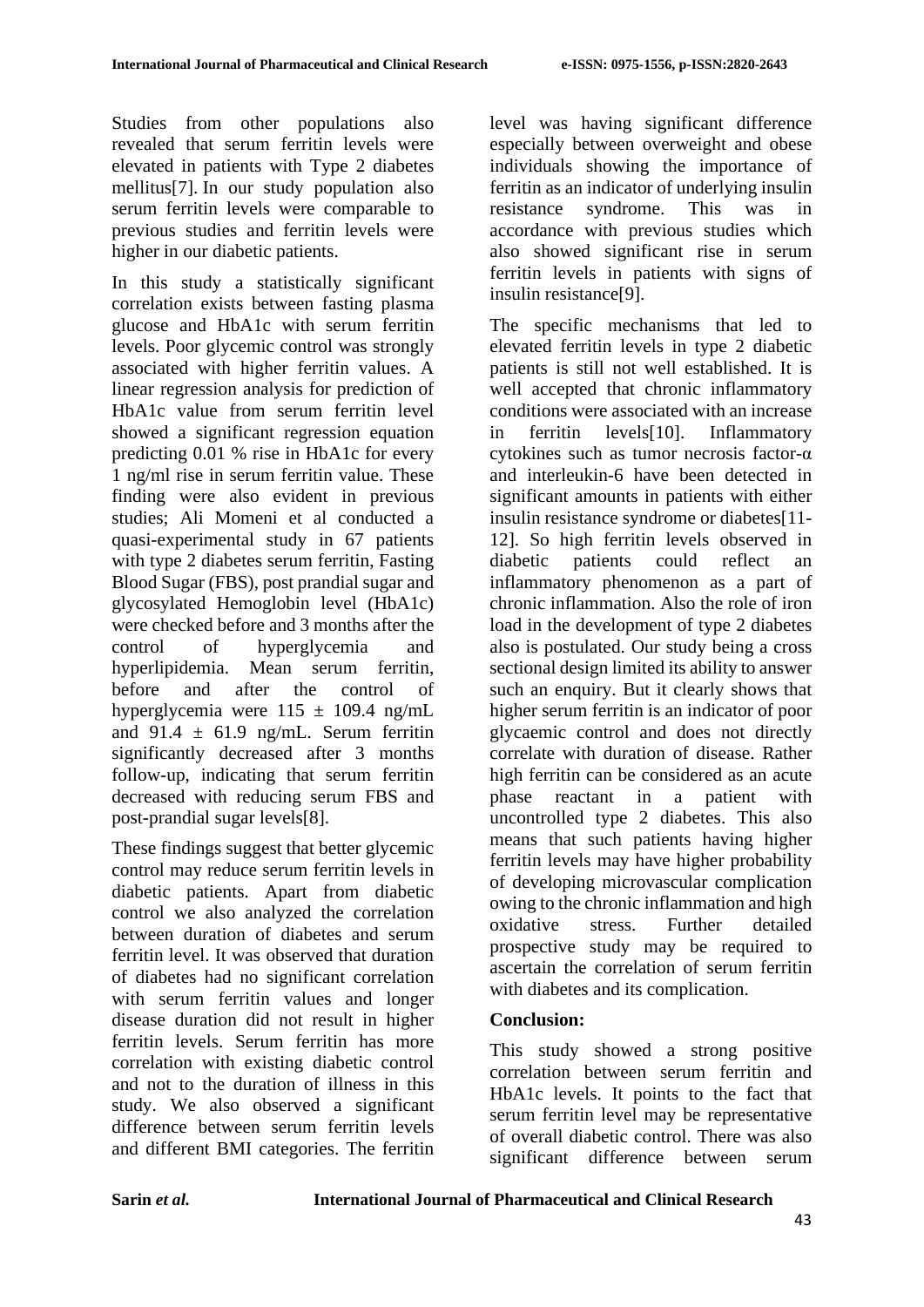Studies from other populations also revealed that serum ferritin levels were elevated in patients with Type 2 diabetes mellitus[7]. In our study population also serum ferritin levels were comparable to previous studies and ferritin levels were higher in our diabetic patients.

In this study a statistically significant correlation exists between fasting plasma glucose and HbA1c with serum ferritin levels. Poor glycemic control was strongly associated with higher ferritin values. A linear regression analysis for prediction of HbA1c value from serum ferritin level showed a significant regression equation predicting 0.01 % rise in HbA1c for every 1 ng/ml rise in serum ferritin value. These finding were also evident in previous studies; Ali Momeni et al conducted a quasi-experimental study in 67 patients with type 2 diabetes serum ferritin, Fasting Blood Sugar (FBS), post prandial sugar and glycosylated Hemoglobin level (HbA1c) were checked before and 3 months after the control of hyperglycemia and hyperlipidemia. Mean serum ferritin, before and after the control of hyperglycemia were $115 \pm 109.4$ ng/mL and $91.4 \pm 61.9$ ng/mL. Serum ferritin significantly decreased after 3 months follow-up, indicating that serum ferritin decreased with reducing serum FBS and post-prandial sugar levels[8].

These findings suggest that better glycemic control may reduce serum ferritin levels in diabetic patients. Apart from diabetic control we also analyzed the correlation between duration of diabetes and serum ferritin level. It was observed that duration of diabetes had no significant correlation with serum ferritin values and longer disease duration did not result in higher ferritin levels. Serum ferritin has more correlation with existing diabetic control and not to the duration of illness in this study. We also observed a significant difference between serum ferritin levels and different BMI categories. The ferritin level was having significant difference especially between overweight and obese individuals showing the importance of ferritin as an indicator of underlying insulin resistance syndrome. This was in accordance with previous studies which also showed significant rise in serum ferritin levels in patients with signs of insulin resistance[9].

The specific mechanisms that led to elevated ferritin levels in type 2 diabetic patients is still not well established. It is well accepted that chronic inflammatory conditions were associated with an increase in ferritin levels[10]. Inflammatory cytokines such as tumor necrosis factor-α and interleukin-6 have been detected in significant amounts in patients with either insulin resistance syndrome or diabetes[11-12]. So high ferritin levels observed in diabetic patients could reflect an inflammatory phenomenon as a part of chronic inflammation. Also the role of iron load in the development of type 2 diabetes also is postulated. Our study being a cross sectional design limited its ability to answer such an enquiry. But it clearly shows that higher serum ferritin is an indicator of poor glycaemic control and does not directly correlate with duration of disease. Rather high ferritin can be considered as an acute phase reactant in a patient with uncontrolled type 2 diabetes. This also means that such patients having higher ferritin levels may have higher probability of developing microvascular complication owing to the chronic inflammation and high oxidative stress. Further detailed prospective study may be required to ascertain the correlation of serum ferritin with diabetes and its complication.

## Conclusion:

This study showed a strong positive correlation between serum ferritin and HbA1c levels. It points to the fact that serum ferritin level may be representative of overall diabetic control. There was also significant difference between serum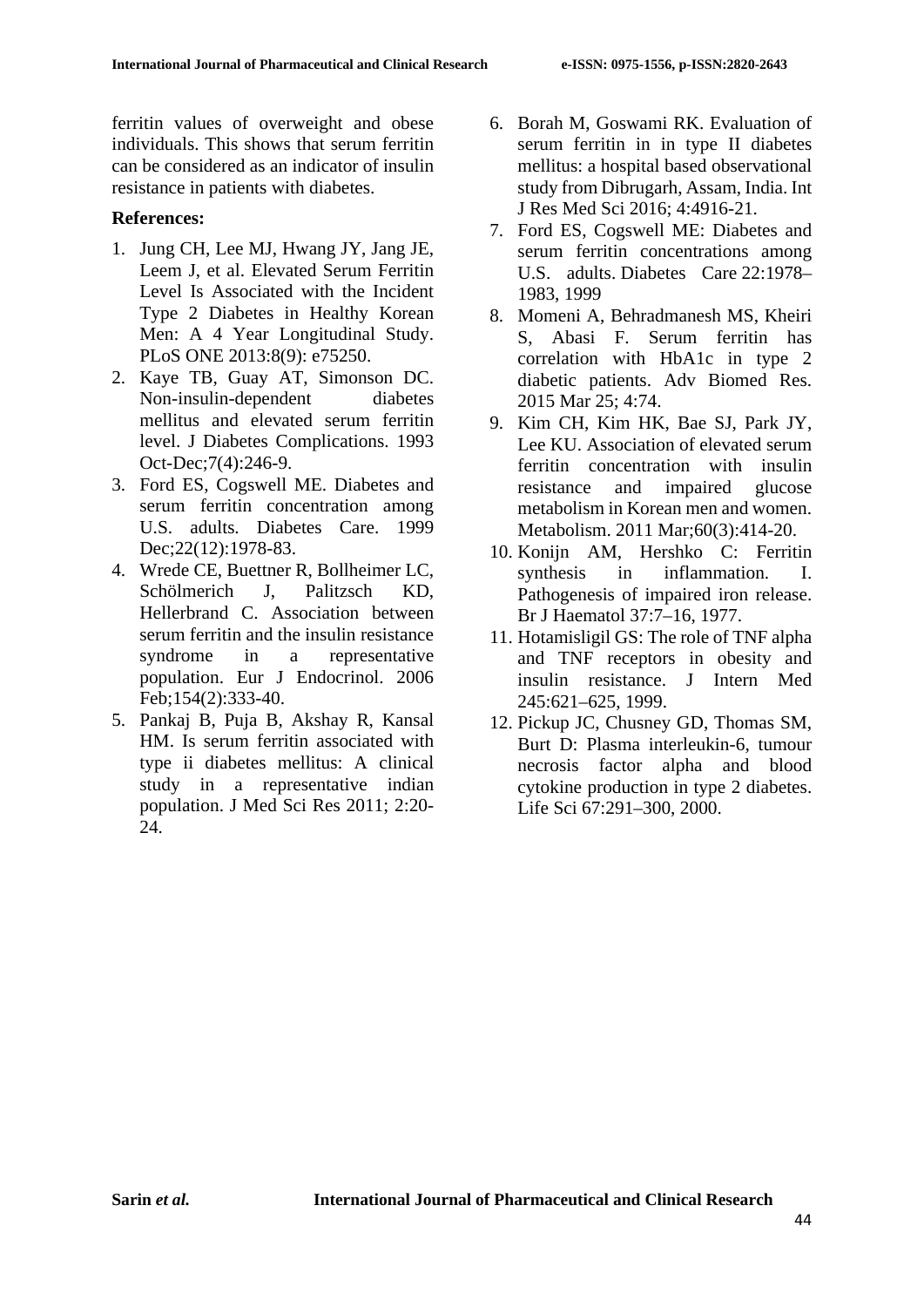ferritin values of overweight and obese individuals. This shows that serum ferritin can be considered as an indicator of insulin resistance in patients with diabetes.

**References:**

1. Jung CH, Lee MJ, Hwang JY, Jang JE, Leem J, et al. Elevated Serum Ferritin Level Is Associated with the Incident Type 2 Diabetes in Healthy Korean Men: A 4 Year Longitudinal Study. PLoS ONE 2013:8(9): e75250.
2. Kaye TB, Guay AT, Simonson DC. Non-insulin-dependent diabetes mellitus and elevated serum ferritin level. J Diabetes Complications. 1993 Oct-Dec;7(4):246-9.
3. Ford ES, Cogswell ME. Diabetes and serum ferritin concentration among U.S. adults. Diabetes Care. 1999 Dec;22(12):1978-83.
4. Wrede CE, Buettner R, Bollheimer LC, Schölmerich J, Palitzsch KD, Hellerbrand C. Association between serum ferritin and the insulin resistance syndrome in a representative population. Eur J Endocrinol. 2006 Feb;154(2):333-40.
5. Pankaj B, Puja B, Akshay R, Kansal HM. Is serum ferritin associated with type ii diabetes mellitus: A clinical study in a representative indian population. J Med Sci Res 2011; 2:20-24.
6. Borah M, Goswami RK. Evaluation of serum ferritin in in type II diabetes mellitus: a hospital based observational study from Dibrugarh, Assam, India. Int J Res Med Sci 2016; 4:4916-21.
7. Ford ES, Cogswell ME: Diabetes and serum ferritin concentrations among U.S. adults. Diabetes Care 22:1978–1983, 1999
8. Momeni A, Behradmanesh MS, Kheiri S, Abasi F. Serum ferritin has correlation with HbA1c in type 2 diabetic patients. Adv Biomed Res. 2015 Mar 25; 4:74.
9. Kim CH, Kim HK, Bae SJ, Park JY, Lee KU. Association of elevated serum ferritin concentration with insulin resistance and impaired glucose metabolism in Korean men and women. Metabolism. 2011 Mar;60(3):414-20.
10. Konijn AM, Hershko C: Ferritin synthesis in inflammation. I. Pathogenesis of impaired iron release. Br J Haematol 37:7–16, 1977.
11. Hotamisligil GS: The role of TNF alpha and TNF receptors in obesity and insulin resistance. J Intern Med 245:621–625, 1999.
12. Pickup JC, Chusney GD, Thomas SM, Burt D: Plasma interleukin-6, tumour necrosis factor alpha and blood cytokine production in type 2 diabetes. Life Sci 67:291–300, 2000.